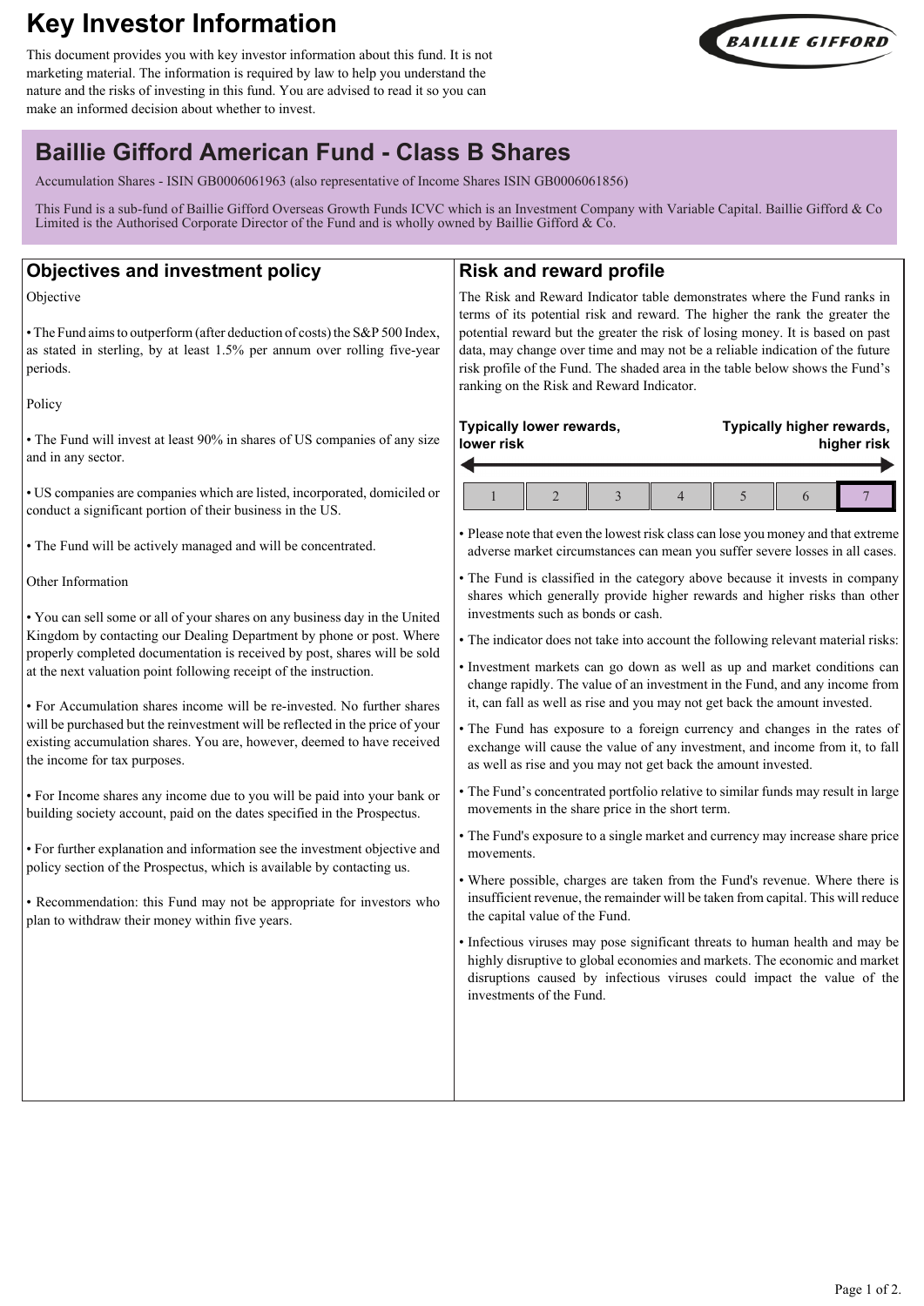# Key Investor Information

This document provides you with key investor information about this fund. It is not marketing material. The information is required by law to help you understand the nature and the risks of investing in this fund. You are advised to read it so you can make an informed decision about whether to invest.

## Baillie Gifford American Fund - Class B Shares

Accumulation Shares - ISIN GB0006061963 (also representative of Income Shares ISIN GB0006061856)

This Fund is a sub-fund of Baillie Gifford Overseas Growth Funds ICVC which is an Investment Company with Variable Capital. Baillie Gifford & Co Limited is the Authorised Corporate Director of the Fund and is wholly owned by Baillie Gifford & Co.

## Objectives and investment policy

Objective

- The Fund aims to outperform (after deduction of costs) the S&P 500 Index, as stated in sterling, by at least 1.5% per annum over rolling five-year periods.

Policy

- The Fund will invest at least 90% in shares of US companies of any size and in any sector.
- US companies are companies which are listed, incorporated, domiciled or conduct a significant portion of their business in the US.
- The Fund will be actively managed and will be concentrated.

Other Information

- You can sell some or all of your shares on any business day in the United Kingdom by contacting our Dealing Department by phone or post. Where properly completed documentation is received by post, shares will be sold at the next valuation point following receipt of the instruction.
- For Accumulation shares income will be re-invested. No further shares will be purchased but the reinvestment will be reflected in the price of your existing accumulation shares. You are, however, deemed to have received the income for tax purposes.
- For Income shares any income due to you will be paid into your bank or building society account, paid on the dates specified in the Prospectus.
- For further explanation and information see the investment objective and policy section of the Prospectus, which is available by contacting us.
- Recommendation: this Fund may not be appropriate for investors who plan to withdraw their money within five years.

## Risk and reward profile

The Risk and Reward Indicator table demonstrates where the Fund ranks in terms of its potential risk and reward. The higher the rank the greater the potential reward but the greater the risk of losing money. It is based on past data, may change over time and may not be a reliable indication of the future risk profile of the Fund. The shaded area in the table below shows the Fund's ranking on the Risk and Reward Indicator.

**Typically lower rewards, lower risk** ← → **Typically higher rewards, higher risk**

| 1 | 2 | 3 | 4 | 5 | 6 | **7** |
|---|---|---|---|---|---|---|

- Please note that even the lowest risk class can lose you money and that extreme adverse market circumstances can mean you suffer severe losses in all cases.
- The Fund is classified in the category above because it invests in company shares which generally provide higher rewards and higher risks than other investments such as bonds or cash.
- The indicator does not take into account the following relevant material risks:
- Investment markets can go down as well as up and market conditions can change rapidly. The value of an investment in the Fund, and any income from it, can fall as well as rise and you may not get back the amount invested.
- The Fund has exposure to a foreign currency and changes in the rates of exchange will cause the value of any investment, and income from it, to fall as well as rise and you may not get back the amount invested.
- The Fund's concentrated portfolio relative to similar funds may result in large movements in the share price in the short term.
- The Fund's exposure to a single market and currency may increase share price movements.
- Where possible, charges are taken from the Fund's revenue. Where there is insufficient revenue, the remainder will be taken from capital. This will reduce the capital value of the Fund.
- Infectious viruses may pose significant threats to human health and may be highly disruptive to global economies and markets. The economic and market disruptions caused by infectious viruses could impact the value of the investments of the Fund.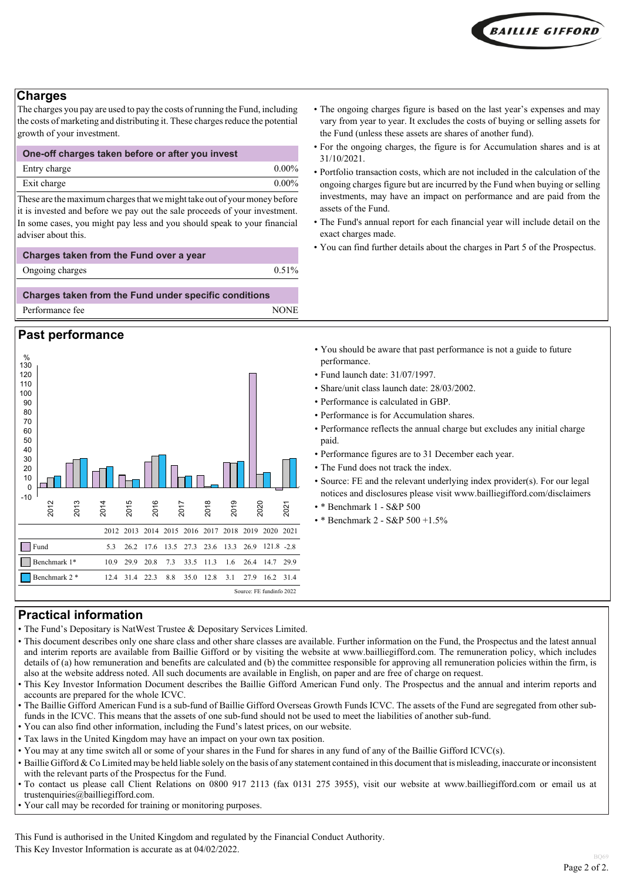## Charges

The charges you pay are used to pay the costs of running the Fund, including the costs of marketing and distributing it. These charges reduce the potential growth of your investment.

| One-off charges taken before or after you invest | |
|---|---|
| Entry charge | 0.00% |
| Exit charge | 0.00% |

These are the maximum charges that we might take out of your money before it is invested and before we pay out the sale proceeds of your investment. In some cases, you might pay less and you should speak to your financial adviser about this.

| Charges taken from the Fund over a year | |
|---|---|
| Ongoing charges | 0.51% |

| Charges taken from the Fund under specific conditions | |
|---|---|
| Performance fee | NONE |

- The ongoing charges figure is based on the last year's expenses and may vary from year to year. It excludes the costs of buying or selling assets for the Fund (unless these assets are shares of another fund).
- For the ongoing charges, the figure is for Accumulation shares and is at 31/10/2021.
- Portfolio transaction costs, which are not included in the calculation of the ongoing charges figure but are incurred by the Fund when buying or selling investments, may have an impact on performance and are paid from the assets of the Fund.
- The Fund's annual report for each financial year will include detail on the exact charges made.
- You can find further details about the charges in Part 5 of the Prospectus.

## Past performance

%
130
120
110
100
90
80
70
60
50
40
30
20
10
0
-10

2012 2013 2014 2015 2016 2017 2018 2019 2020 2021

| | 2012 | 2013 | 2014 | 2015 | 2016 | 2017 | 2018 | 2019 | 2020 | 2021 |
|---|---|---|---|---|---|---|---|---|---|---|
| Fund | 5.3 | 26.2 | 17.6 | 13.5 | 27.3 | 23.6 | 13.3 | 26.9 | 121.8 | -2.8 |
| Benchmark 1* | 10.9 | 29.9 | 20.8 | 7.3 | 33.5 | 11.3 | 1.6 | 26.4 | 14.7 | 29.9 |
| Benchmark 2 * | 12.4 | 31.4 | 22.3 | 8.8 | 35.0 | 12.8 | 3.1 | 27.9 | 16.2 | 31.4 |

Source: FE fundinfo 2022

- You should be aware that past performance is not a guide to future performance.
- Fund launch date: 31/07/1997.
- Share/unit class launch date: 28/03/2002.
- Performance is calculated in GBP.
- Performance is for Accumulation shares.
- Performance reflects the annual charge but excludes any initial charge paid.
- Performance figures are to 31 December each year.
- The Fund does not track the index.
- Source: FE and the relevant underlying index provider(s). For our legal notices and disclosures please visit www.bailliegifford.com/disclaimers
- * Benchmark 1 - S&P 500
- * Benchmark 2 - S&P 500 +1.5%

## Practical information

- The Fund's Depositary is NatWest Trustee & Depositary Services Limited.
- This document describes only one share class and other share classes are available. Further information on the Fund, the Prospectus and the latest annual and interim reports are available from Baillie Gifford or by visiting the website at www.bailliegifford.com. The remuneration policy, which includes details of (a) how remuneration and benefits are calculated and (b) the committee responsible for approving all remuneration policies within the firm, is also at the website address noted. All such documents are available in English, on paper and are free of charge on request.
- This Key Investor Information Document describes the Baillie Gifford American Fund only. The Prospectus and the annual and interim reports and accounts are prepared for the whole ICVC.
- The Baillie Gifford American Fund is a sub-fund of Baillie Gifford Overseas Growth Funds ICVC. The assets of the Fund are segregated from other sub-funds in the ICVC. This means that the assets of one sub-fund should not be used to meet the liabilities of another sub-fund.
- You can also find other information, including the Fund's latest prices, on our website.
- Tax laws in the United Kingdom may have an impact on your own tax position.
- You may at any time switch all or some of your shares in the Fund for shares in any fund of any of the Baillie Gifford ICVC(s).
- Baillie Gifford & Co Limited may be held liable solely on the basis of any statement contained in this document that is misleading, inaccurate or inconsistent with the relevant parts of the Prospectus for the Fund.
- To contact us please call Client Relations on 0800 917 2113 (fax 0131 275 3955), visit our website at www.bailliegifford.com or email us at trustenquiries@bailliegifford.com.
- Your call may be recorded for training or monitoring purposes.

This Fund is authorised in the United Kingdom and regulated by the Financial Conduct Authority.
This Key Investor Information is accurate as at 04/02/2022.